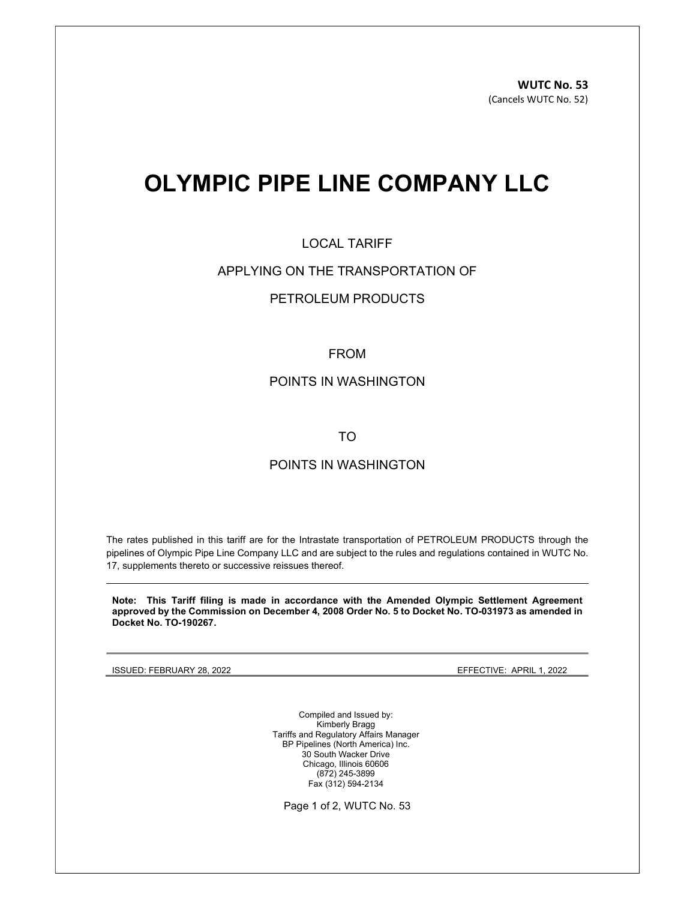**WUTC No. 53**
(Cancels WUTC No. 52)

# OLYMPIC PIPE LINE COMPANY LLC

LOCAL TARIFF

APPLYING ON THE TRANSPORTATION OF

PETROLEUM PRODUCTS

FROM

POINTS IN WASHINGTON

TO

POINTS IN WASHINGTON

The rates published in this tariff are for the Intrastate transportation of PETROLEUM PRODUCTS through the pipelines of Olympic Pipe Line Company LLC and are subject to the rules and regulations contained in WUTC No. 17, supplements thereto or successive reissues thereof.

---

**Note: This Tariff filing is made in accordance with the Amended Olympic Settlement Agreement approved by the Commission on December 4, 2008 Order No. 5 to Docket No. TO-031973 as amended in Docket No. TO-190267.**

---

ISSUED: FEBRUARY 28, 2022 EFFECTIVE: APRIL 1, 2022

Compiled and Issued by:
Kimberly Bragg
Tariffs and Regulatory Affairs Manager
BP Pipelines (North America) Inc.
30 South Wacker Drive
Chicago, Illinois 60606
(872) 245-3899
Fax (312) 594-2134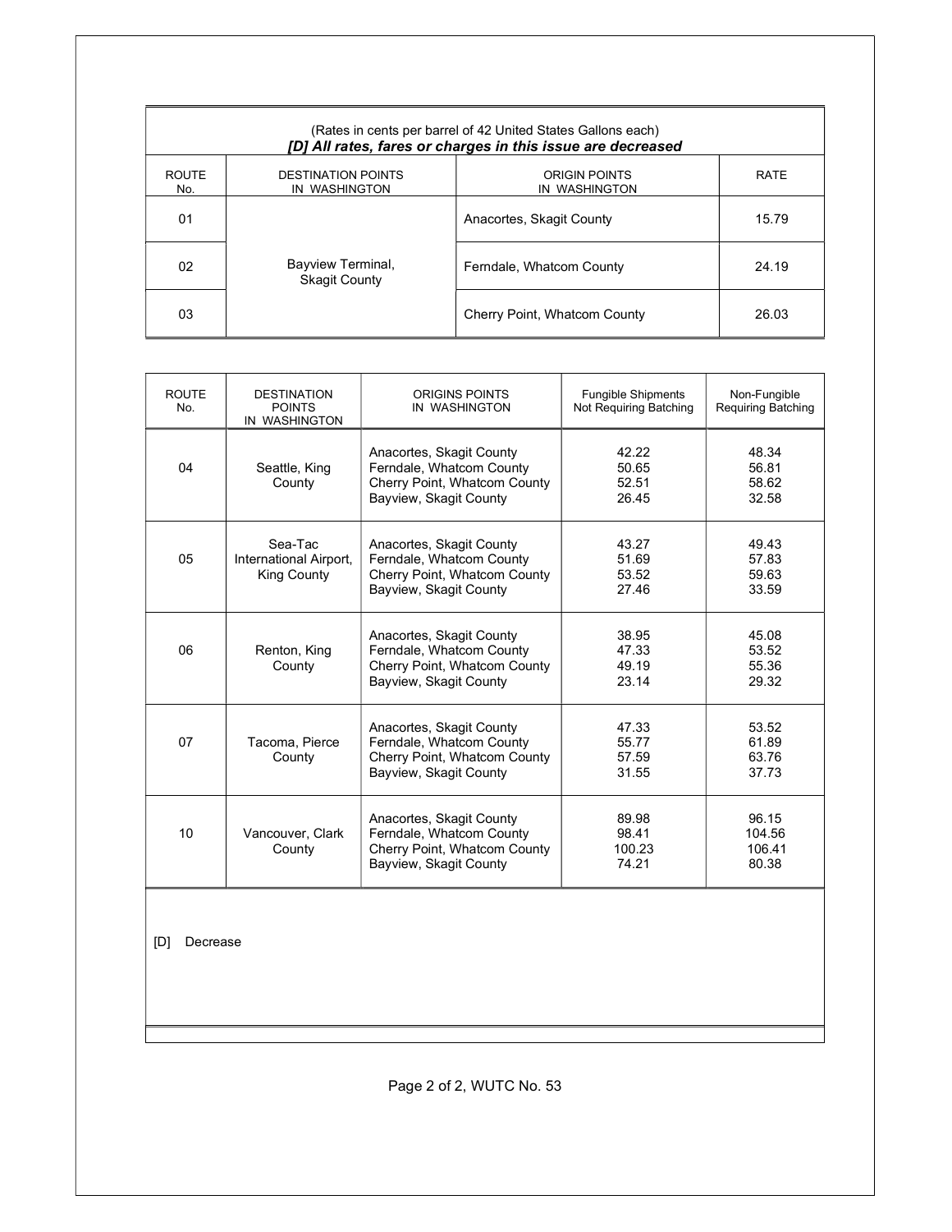(Rates in cents per barrel of 42 United States Gallons each)
***[D] All rates, fares or charges in this issue are decreased***

| ROUTE No. | DESTINATION POINTS IN WASHINGTON | ORIGIN POINTS IN WASHINGTON | RATE |
|---|---|---|---|
| 01 | Bayview Terminal, Skagit County | Anacortes, Skagit County | 15.79 |
| 02 | | Ferndale, Whatcom County | 24.19 |
| 03 | | Cherry Point, Whatcom County | 26.03 |

| ROUTE No. | DESTINATION POINTS IN WASHINGTON | ORIGINS POINTS IN WASHINGTON | Fungible Shipments Not Requiring Batching | Non-Fungible Requiring Batching |
|---|---|---|---|---|
| 04 | Seattle, King County | Anacortes, Skagit County | 42.22 | 48.34 |
| | | Ferndale, Whatcom County | 50.65 | 56.81 |
| | | Cherry Point, Whatcom County | 52.51 | 58.62 |
| | | Bayview, Skagit County | 26.45 | 32.58 |
| 05 | Sea-Tac International Airport, King County | Anacortes, Skagit County | 43.27 | 49.43 |
| | | Ferndale, Whatcom County | 51.69 | 57.83 |
| | | Cherry Point, Whatcom County | 53.52 | 59.63 |
| | | Bayview, Skagit County | 27.46 | 33.59 |
| 06 | Renton, King County | Anacortes, Skagit County | 38.95 | 45.08 |
| | | Ferndale, Whatcom County | 47.33 | 53.52 |
| | | Cherry Point, Whatcom County | 49.19 | 55.36 |
| | | Bayview, Skagit County | 23.14 | 29.32 |
| 07 | Tacoma, Pierce County | Anacortes, Skagit County | 47.33 | 53.52 |
| | | Ferndale, Whatcom County | 55.77 | 61.89 |
| | | Cherry Point, Whatcom County | 57.59 | 63.76 |
| | | Bayview, Skagit County | 31.55 | 37.73 |
| 10 | Vancouver, Clark County | Anacortes, Skagit County | 89.98 | 96.15 |
| | | Ferndale, Whatcom County | 98.41 | 104.56 |
| | | Cherry Point, Whatcom County | 100.23 | 106.41 |
| | | Bayview, Skagit County | 74.21 | 80.38 |

[D] Decrease